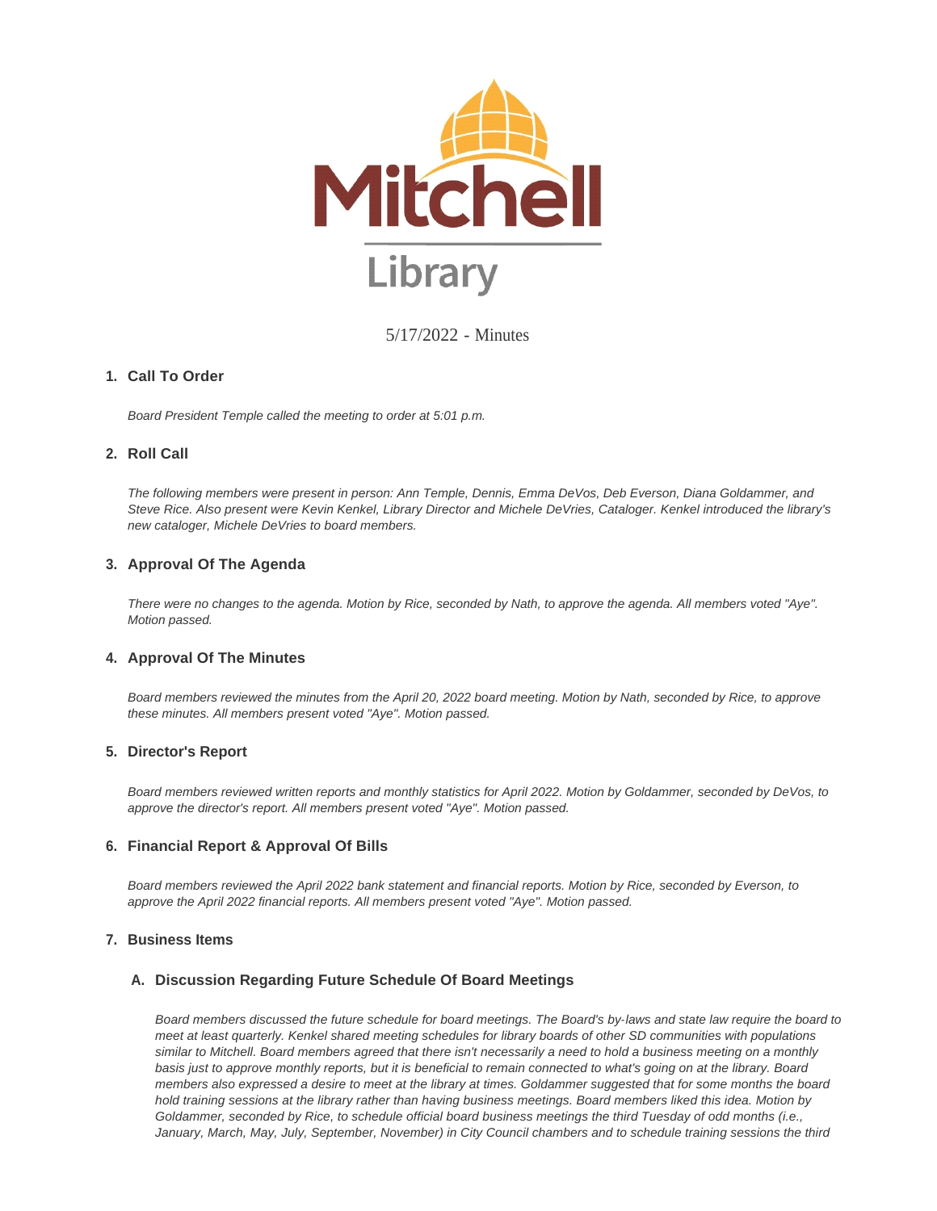Mitchell Library

5/17/2022 - Minutes

## 1. Call To Order

*Board President Temple called the meeting to order at 5:01 p.m.*

## 2. Roll Call

*The following members were present in person: Ann Temple, Dennis, Emma DeVos, Deb Everson, Diana Goldammer, and Steve Rice. Also present were Kevin Kenkel, Library Director and Michele DeVries, Cataloger. Kenkel introduced the library's new cataloger, Michele DeVries to board members.*

## 3. Approval Of The Agenda

*There were no changes to the agenda. Motion by Rice, seconded by Nath, to approve the agenda. All members voted "Aye". Motion passed.*

## 4. Approval Of The Minutes

*Board members reviewed the minutes from the April 20, 2022 board meeting. Motion by Nath, seconded by Rice, to approve these minutes. All members present voted "Aye". Motion passed.*

## 5. Director's Report

*Board members reviewed written reports and monthly statistics for April 2022. Motion by Goldammer, seconded by DeVos, to approve the director's report. All members present voted "Aye". Motion passed.*

## 6. Financial Report & Approval Of Bills

*Board members reviewed the April 2022 bank statement and financial reports. Motion by Rice, seconded by Everson, to approve the April 2022 financial reports. All members present voted "Aye". Motion passed.*

## 7. Business Items

### A. Discussion Regarding Future Schedule Of Board Meetings

*Board members discussed the future schedule for board meetings. The Board's by-laws and state law require the board to meet at least quarterly. Kenkel shared meeting schedules for library boards of other SD communities with populations similar to Mitchell. Board members agreed that there isn't necessarily a need to hold a business meeting on a monthly basis just to approve monthly reports, but it is beneficial to remain connected to what's going on at the library. Board members also expressed a desire to meet at the library at times. Goldammer suggested that for some months the board hold training sessions at the library rather than having business meetings. Board members liked this idea. Motion by Goldammer, seconded by Rice, to schedule official board business meetings the third Tuesday of odd months (i.e., January, March, May, July, September, November) in City Council chambers and to schedule training sessions the third*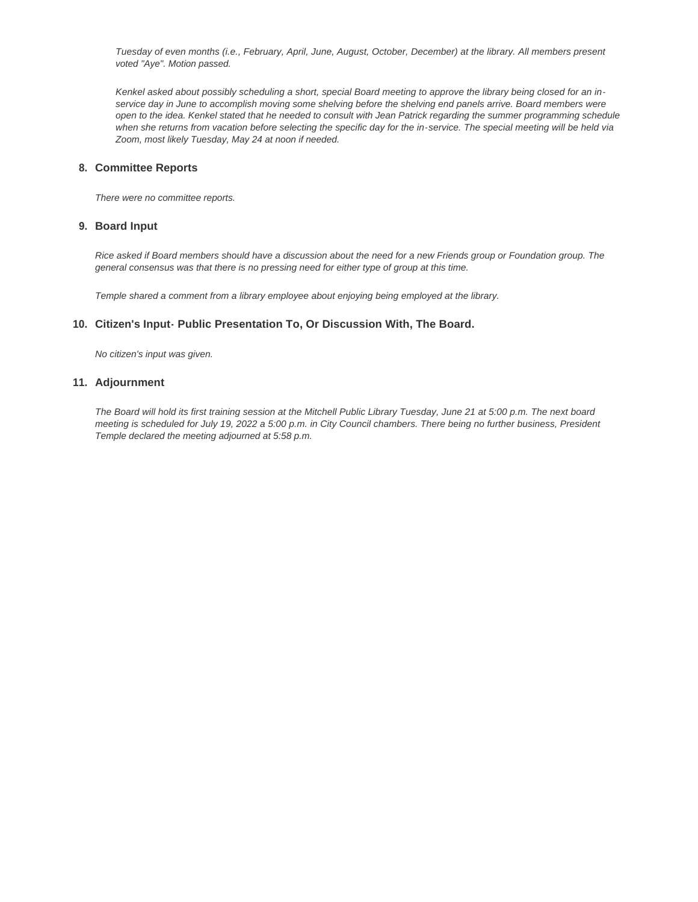*Tuesday of even months (i.e., February, April, June, August, October, December) at the library. All members present voted "Aye". Motion passed.*

*Kenkel asked about possibly scheduling a short, special Board meeting to approve the library being closed for an in-service day in June to accomplish moving some shelving before the shelving end panels arrive. Board members were open to the idea. Kenkel stated that he needed to consult with Jean Patrick regarding the summer programming schedule when she returns from vacation before selecting the specific day for the in-service. The special meeting will be held via Zoom, most likely Tuesday, May 24 at noon if needed.*

## 8. Committee Reports

*There were no committee reports.*

## 9. Board Input

*Rice asked if Board members should have a discussion about the need for a new Friends group or Foundation group. The general consensus was that there is no pressing need for either type of group at this time.*

*Temple shared a comment from a library employee about enjoying being employed at the library.*

## 10. Citizen's Input- Public Presentation To, Or Discussion With, The Board.

*No citizen's input was given.*

## 11. Adjournment

*The Board will hold its first training session at the Mitchell Public Library Tuesday, June 21 at 5:00 p.m. The next board meeting is scheduled for July 19, 2022 a 5:00 p.m. in City Council chambers. There being no further business, President Temple declared the meeting adjourned at 5:58 p.m.*